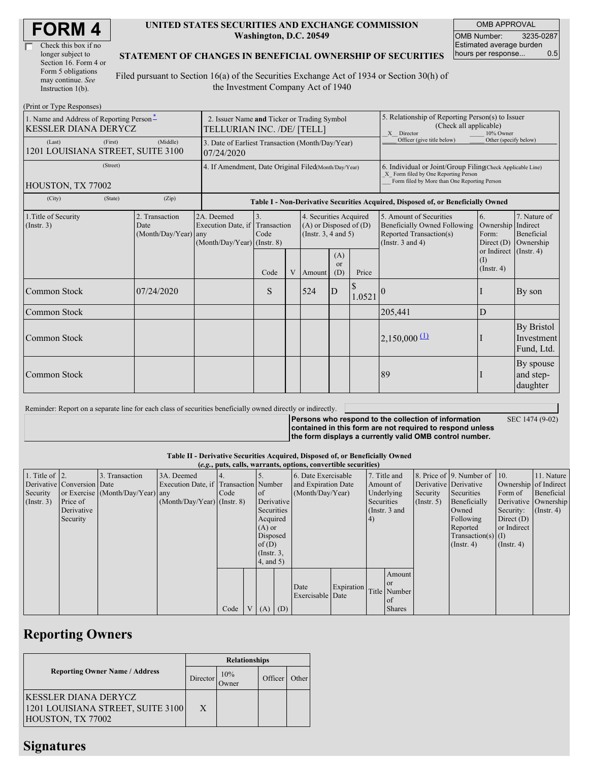# FORM 4

☐ Check this box if no longer subject to Section 16. Form 4 or Form 5 obligations may continue. *See* Instruction 1(b).

**UNITED STATES SECURITIES AND EXCHANGE COMMISSION**
**Washington, D.C. 20549**

**STATEMENT OF CHANGES IN BENEFICIAL OWNERSHIP OF SECURITIES**

Filed pursuant to Section 16(a) of the Securities Exchange Act of 1934 or Section 30(h) of the Investment Company Act of 1940

| OMB APPROVAL | |
|---|---|
| OMB Number: | 3235-0287 |
| Estimated average burden hours per response... | 0.5 |

(Print or Type Responses)

| 1. Name and Address of Reporting Person * | 2. Issuer Name and Ticker or Trading Symbol | 5. Relationship of Reporting Person(s) to Issuer (Check all applicable) |
|---|---|---|
| KESSLER DIANA DERYCZ | TELLURIAN INC. /DE/ [TELL] | _X_ Director ___ 10% Owner ___ Officer (give title below) ___ Other (specify below) |
| (Last) (First) (Middle) 1201 LOUISIANA STREET, SUITE 3100 | 3. Date of Earliest Transaction (Month/Day/Year) 07/24/2020 | |
| (Street) HOUSTON, TX 77002 | 4. If Amendment, Date Original Filed (Month/Day/Year) | 6. Individual or Joint/Group Filing (Check Applicable Line) _X_ Form filed by One Reporting Person ___ Form filed by More than One Reporting Person |
| (City) (State) (Zip) | | |

**Table I - Non-Derivative Securities Acquired, Disposed of, or Beneficially Owned**

| 1.Title of Security (Instr. 3) | 2. Transaction Date (Month/Day/Year) | 2A. Deemed Execution Date, if any (Month/Day/Year) | 3. Transaction Code (Instr. 8) | | 4. Securities Acquired (A) or Disposed of (D) (Instr. 3, 4 and 5) | | | 5. Amount of Securities Beneficially Owned Following Reported Transaction(s) (Instr. 3 and 4) | 6. Ownership Form: Direct (D) or Indirect (I) (Instr. 4) | 7. Nature of Indirect Beneficial Ownership (Instr. 4) |
|---|---|---|---|---|---|---|---|---|---|---|
| | | | Code | V | Amount | (A) or (D) | Price | | | |
| Common Stock | 07/24/2020 | | S | | 524 | D | $ 1.0521 | 0 | I | By son |
| Common Stock | | | | | | | | 205,441 | D | |
| Common Stock | | | | | | | | 2,150,000 (1) | I | By Bristol Investment Fund, Ltd. |
| Common Stock | | | | | | | | 89 | I | By spouse and step-daughter |

Reminder: Report on a separate line for each class of securities beneficially owned directly or indirectly.

**Persons who respond to the collection of information contained in this form are not required to respond unless the form displays a currently valid OMB control number.** SEC 1474 (9-02)

**Table II - Derivative Securities Acquired, Disposed of, or Beneficially Owned**
***(e.g.*, puts, calls, warrants, options, convertible securities)**

| 1. Title of Derivative Security (Instr. 3) | 2. Conversion or Exercise Price of Derivative Security | 3. Transaction Date (Month/Day/Year) | 3A. Deemed Execution Date, if any (Month/Day/Year) | 4. Transaction Code (Instr. 8) | | 5. Number of Derivative Securities Acquired (A) or Disposed of (D) (Instr. 3, 4, and 5) | | 6. Date Exercisable and Expiration Date (Month/Day/Year) | | 7. Title and Amount of Underlying Securities (Instr. 3 and 4) | | 8. Price of Derivative Security (Instr. 5) | 9. Number of Derivative Securities Beneficially Owned Following Reported Transaction(s) (Instr. 4) | 10. Ownership Form of Derivative Security: Direct (D) or Indirect (I) (Instr. 4) | 11. Nature of Indirect Beneficial Ownership (Instr. 4) |
|---|---|---|---|---|---|---|---|---|---|---|---|---|---|---|---|
| | | | | Code | V | (A) | (D) | Date Exercisable | Expiration Date | Title | Amount or Number of Shares | | | | |

## Reporting Owners

| Reporting Owner Name / Address | Relationships | | | |
|---|---|---|---|---|
| | Director | 10% Owner | Officer | Other |
| KESSLER DIANA DERYCZ 1201 LOUISIANA STREET, SUITE 3100 HOUSTON, TX 77002 | X | | | |

## Signatures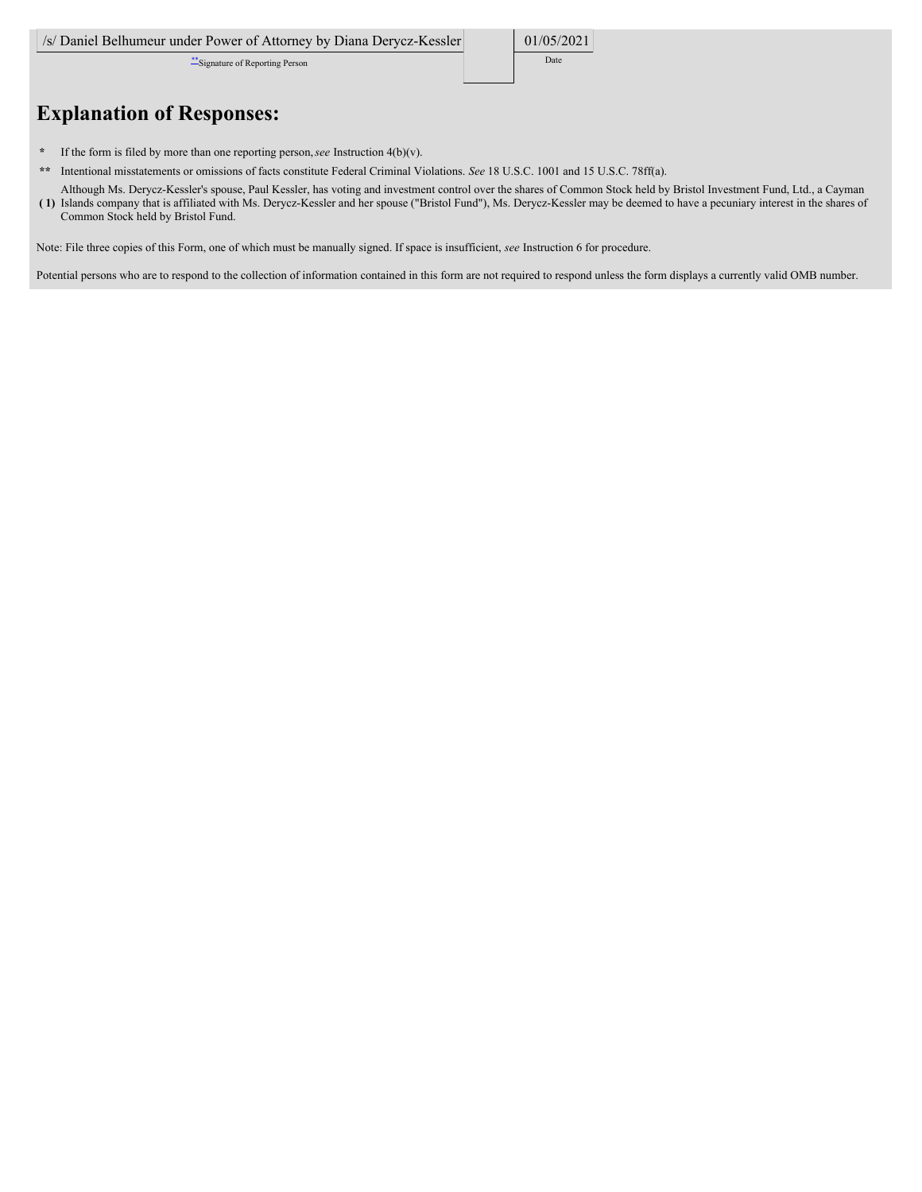| /s/ Daniel Belhumeur under Power of Attorney by Diana Derycz-Kessler | | 01/05/2021 |
| --- | --- | --- |
| ** Signature of Reporting Person | | Date |

## Explanation of Responses:

\* If the form is filed by more than one reporting person, *see* Instruction 4(b)(v).

** Intentional misstatements or omissions of facts constitute Federal Criminal Violations. *See* 18 U.S.C. 1001 and 15 U.S.C. 78ff(a).

( 1) Although Ms. Derycz-Kessler's spouse, Paul Kessler, has voting and investment control over the shares of Common Stock held by Bristol Investment Fund, Ltd., a Cayman Islands company that is affiliated with Ms. Derycz-Kessler and her spouse ("Bristol Fund"), Ms. Derycz-Kessler may be deemed to have a pecuniary interest in the shares of Common Stock held by Bristol Fund.

Note: File three copies of this Form, one of which must be manually signed. If space is insufficient, *see* Instruction 6 for procedure.

Potential persons who are to respond to the collection of information contained in this form are not required to respond unless the form displays a currently valid OMB number.